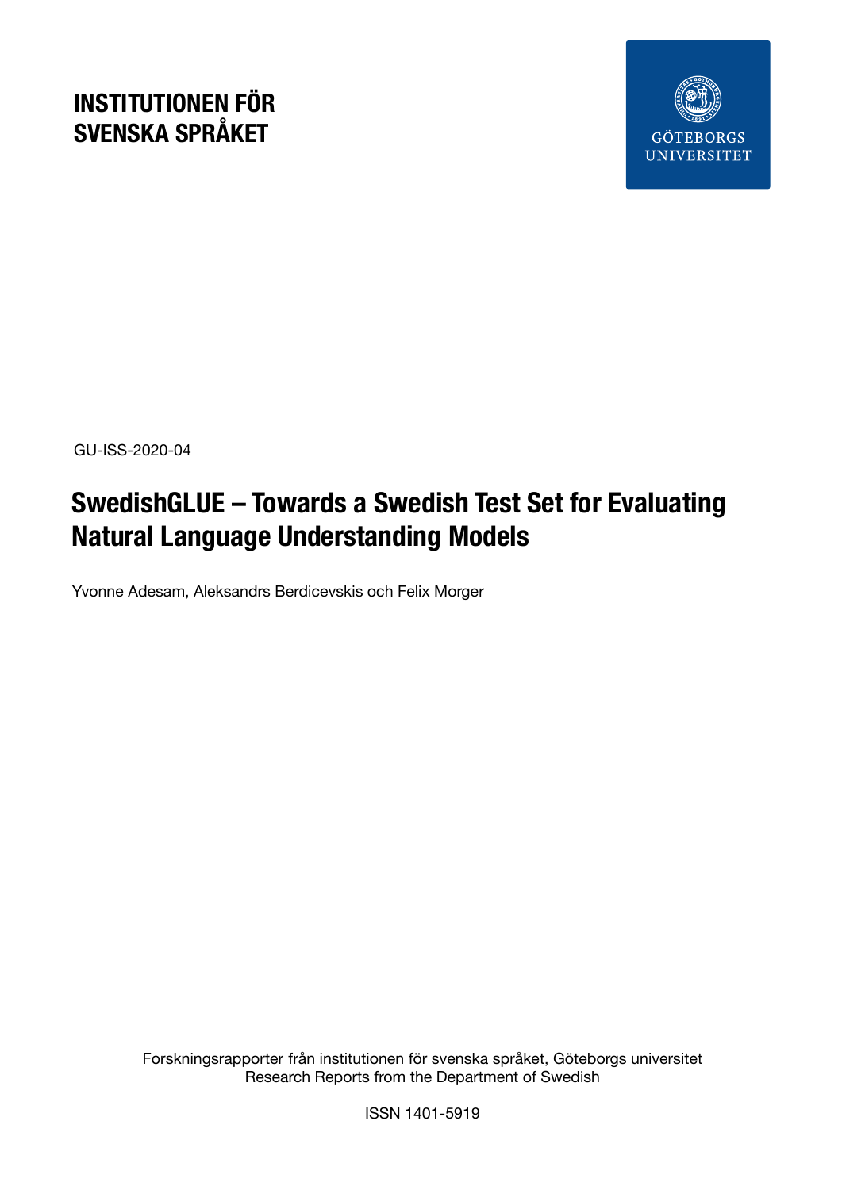**INSTITUTIONEN FÖR SVENSKA SPRÅKET**

GÖTEBORGS UNIVERSITET

GU-ISS-2020-04

# SwedishGLUE – Towards a Swedish Test Set for Evaluating Natural Language Understanding Models

Yvonne Adesam, Aleksandrs Berdicevskis och Felix Morger

Forskningsrapporter från institutionen för svenska språket, Göteborgs universitet
Research Reports from the Department of Swedish

ISSN 1401-5919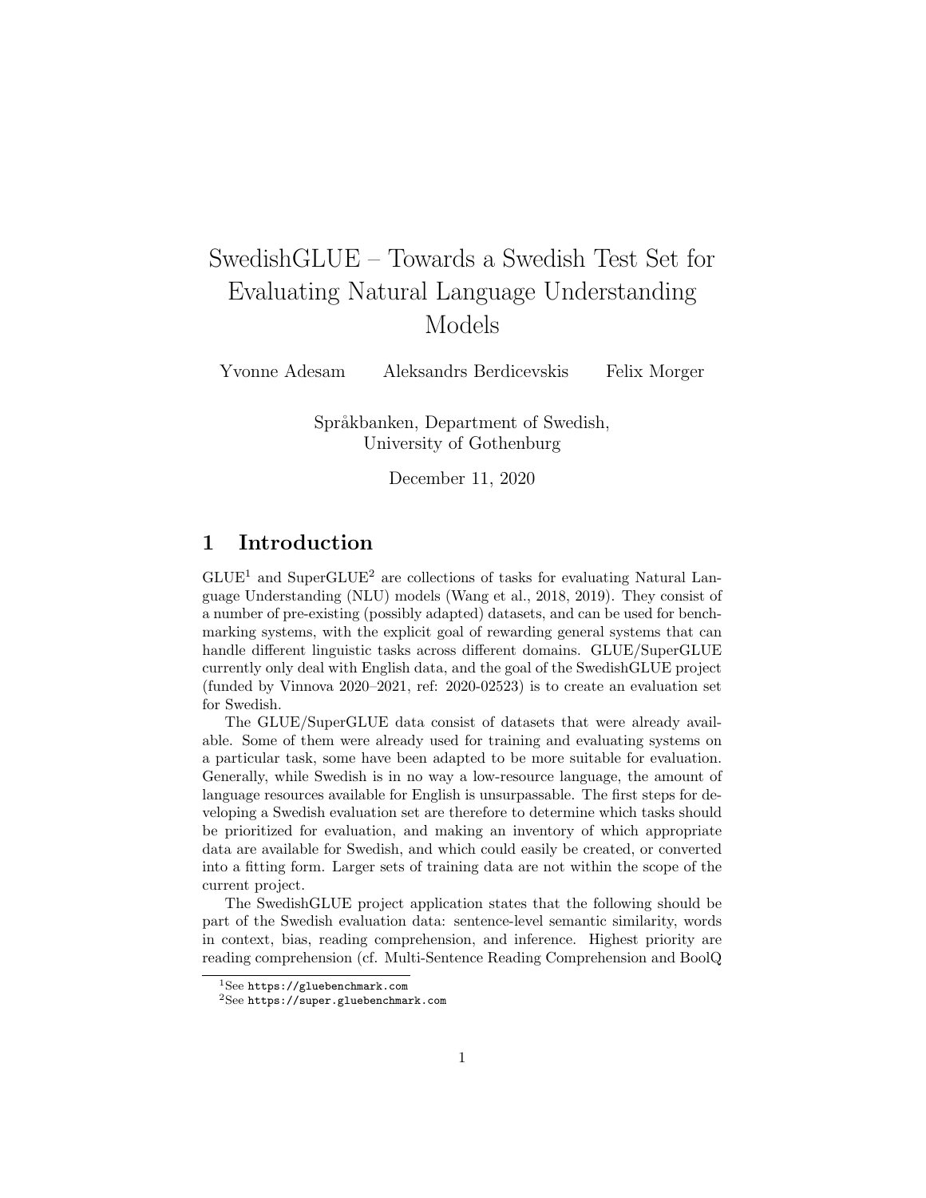# SwedishGLUE – Towards a Swedish Test Set for Evaluating Natural Language Understanding Models

Yvonne Adesam Aleksandrs Berdicevskis Felix Morger

Språkbanken, Department of Swedish, University of Gothenburg

December 11, 2020

## 1 Introduction

GLUE[1] and SuperGLUE[2] are collections of tasks for evaluating Natural Language Understanding (NLU) models (Wang et al., 2018, 2019). They consist of a number of pre-existing (possibly adapted) datasets, and can be used for benchmarking systems, with the explicit goal of rewarding general systems that can handle different linguistic tasks across different domains. GLUE/SuperGLUE currently only deal with English data, and the goal of the SwedishGLUE project (funded by Vinnova 2020–2021, ref: 2020-02523) is to create an evaluation set for Swedish.

The GLUE/SuperGLUE data consist of datasets that were already available. Some of them were already used for training and evaluating systems on a particular task, some have been adapted to be more suitable for evaluation. Generally, while Swedish is in no way a low-resource language, the amount of language resources available for English is unsurpassable. The first steps for developing a Swedish evaluation set are therefore to determine which tasks should be prioritized for evaluation, and making an inventory of which appropriate data are available for Swedish, and which could easily be created, or converted into a fitting form. Larger sets of training data are not within the scope of the current project.

The SwedishGLUE project application states that the following should be part of the Swedish evaluation data: sentence-level semantic similarity, words in context, bias, reading comprehension, and inference. Highest priority are reading comprehension (cf. Multi-Sentence Reading Comprehension and BoolQ

[1] See https://gluebenchmark.com

[2] See https://super.gluebenchmark.com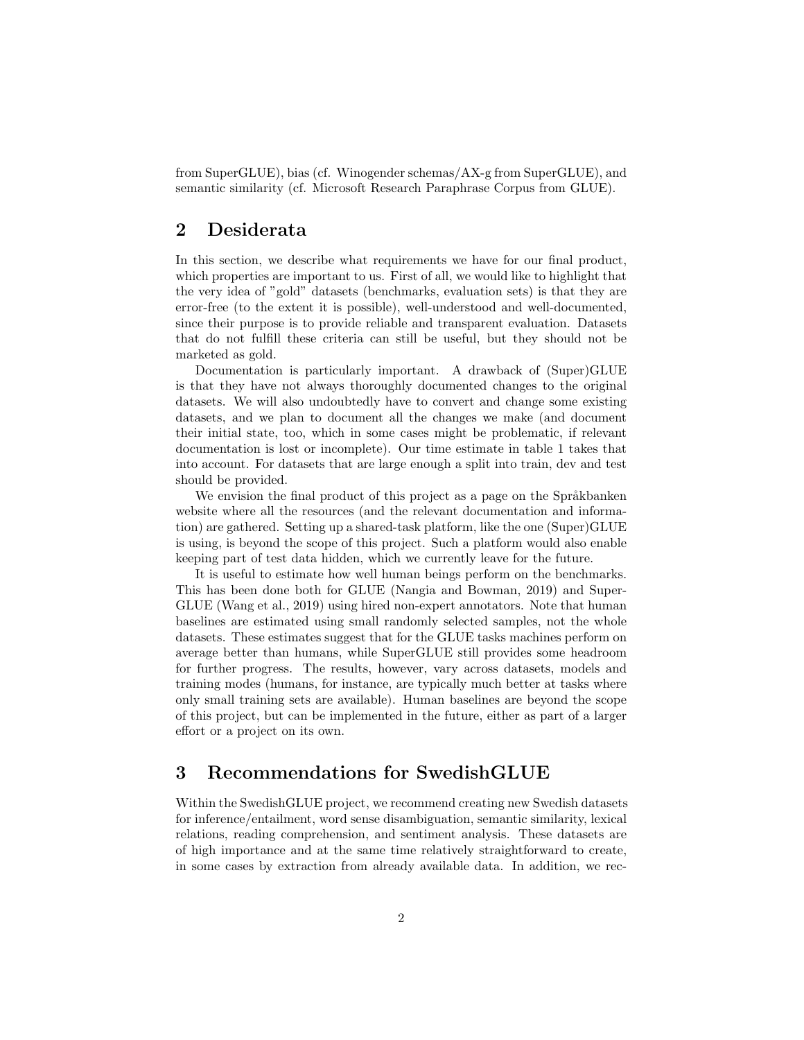from SuperGLUE), bias (cf. Winogender schemas/AX-g from SuperGLUE), and semantic similarity (cf. Microsoft Research Paraphrase Corpus from GLUE).

## 2 Desiderata

In this section, we describe what requirements we have for our final product, which properties are important to us. First of all, we would like to highlight that the very idea of "gold" datasets (benchmarks, evaluation sets) is that they are error-free (to the extent it is possible), well-understood and well-documented, since their purpose is to provide reliable and transparent evaluation. Datasets that do not fulfill these criteria can still be useful, but they should not be marketed as gold.

Documentation is particularly important. A drawback of (Super)GLUE is that they have not always thoroughly documented changes to the original datasets. We will also undoubtedly have to convert and change some existing datasets, and we plan to document all the changes we make (and document their initial state, too, which in some cases might be problematic, if relevant documentation is lost or incomplete). Our time estimate in table 1 takes that into account. For datasets that are large enough a split into train, dev and test should be provided.

We envision the final product of this project as a page on the Språkbanken website where all the resources (and the relevant documentation and information) are gathered. Setting up a shared-task platform, like the one (Super)GLUE is using, is beyond the scope of this project. Such a platform would also enable keeping part of test data hidden, which we currently leave for the future.

It is useful to estimate how well human beings perform on the benchmarks. This has been done both for GLUE (Nangia and Bowman, 2019) and SuperGLUE (Wang et al., 2019) using hired non-expert annotators. Note that human baselines are estimated using small randomly selected samples, not the whole datasets. These estimates suggest that for the GLUE tasks machines perform on average better than humans, while SuperGLUE still provides some headroom for further progress. The results, however, vary across datasets, models and training modes (humans, for instance, are typically much better at tasks where only small training sets are available). Human baselines are beyond the scope of this project, but can be implemented in the future, either as part of a larger effort or a project on its own.

## 3 Recommendations for SwedishGLUE

Within the SwedishGLUE project, we recommend creating new Swedish datasets for inference/entailment, word sense disambiguation, semantic similarity, lexical relations, reading comprehension, and sentiment analysis. These datasets are of high importance and at the same time relatively straightforward to create, in some cases by extraction from already available data. In addition, we rec-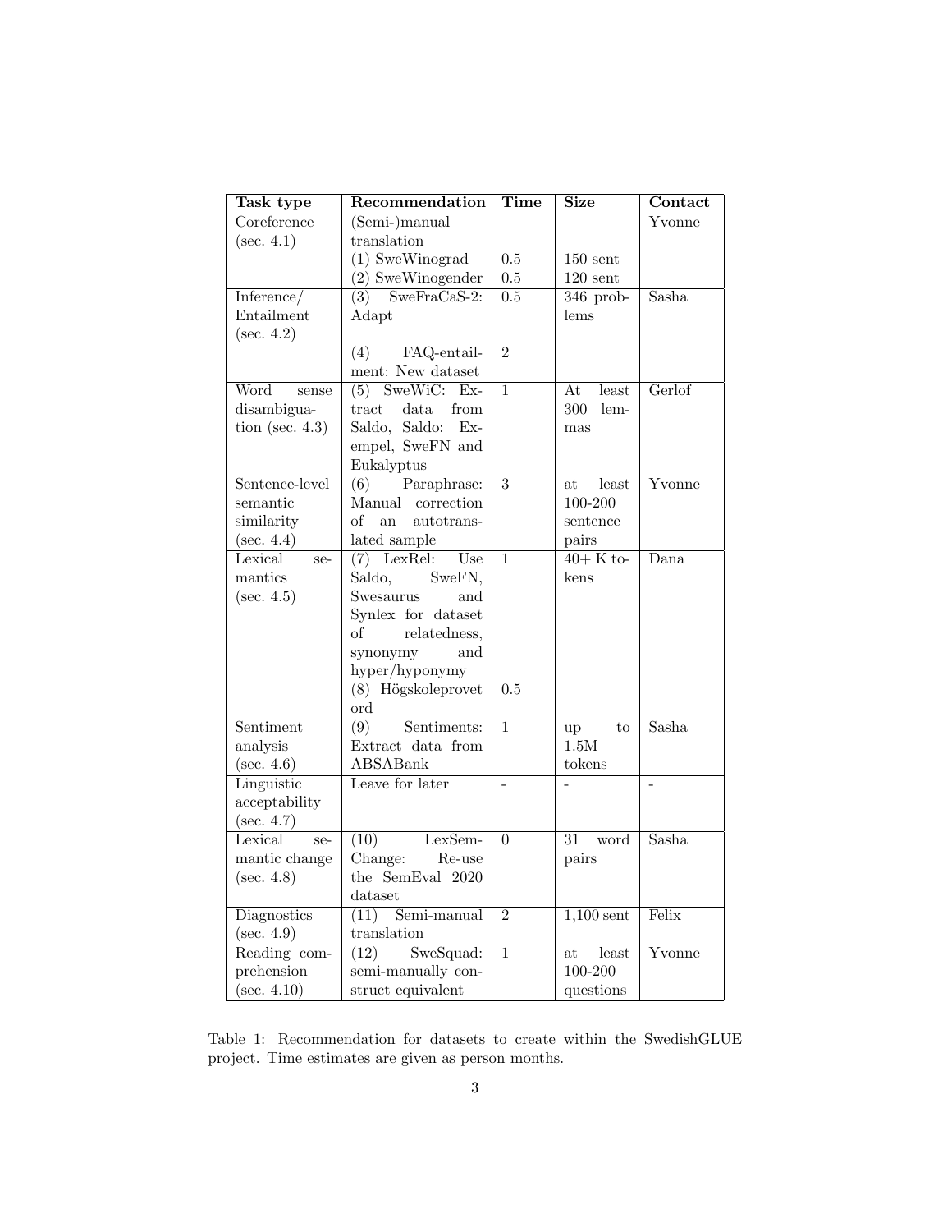| Task type | Recommendation | Time | Size | Contact |
|---|---|---|---|---|
| Coreference (sec. 4.1) | (Semi-)manual translation | | | Yvonne |
| | (1) SweWinograd | 0.5 | 150 sent | |
| | (2) SweWinogender | 0.5 | 120 sent | |
| Inference/ Entailment (sec. 4.2) | (3) SweFraCaS-2: Adapt | 0.5 | 346 problems | Sasha |
| | (4) FAQ-entailment: New dataset | 2 | | |
| Word sense disambiguation (sec. 4.3) | (5) SweWiC: Extract data from Saldo, Saldo: Exempel, SweFN and Eukalyptus | 1 | At least 300 lemmas | Gerlof |
| Sentence-level semantic similarity (sec. 4.4) | (6) Paraphrase: Manual correction of an autotranslated sample | 3 | at least 100-200 sentence pairs | Yvonne |
| Lexical semantics (sec. 4.5) | (7) LexRel: Use Saldo, SweFN, Swesaurus and Synlex for dataset of relatedness, synonymy and hyper/hyponymy | 1 | 40+ K tokens | Dana |
| | (8) Högskoleprovet ord | 0.5 | | |
| Sentiment analysis (sec. 4.6) | (9) Sentiments: Extract data from ABSABank | 1 | up to 1.5M tokens | Sasha |
| Linguistic acceptability (sec. 4.7) | Leave for later | - | - | - |
| Lexical semantic change (sec. 4.8) | (10) LexSemChange: Re-use the SemEval 2020 dataset | 0 | 31 word pairs | Sasha |
| Diagnostics (sec. 4.9) | (11) Semi-manual translation | 2 | 1,100 sent | Felix |
| Reading comprehension (sec. 4.10) | (12) SweSquad: semi-manually construct equivalent | 1 | at least 100-200 questions | Yvonne |

Table 1: Recommendation for datasets to create within the SwedishGLUE project. Time estimates are given as person months.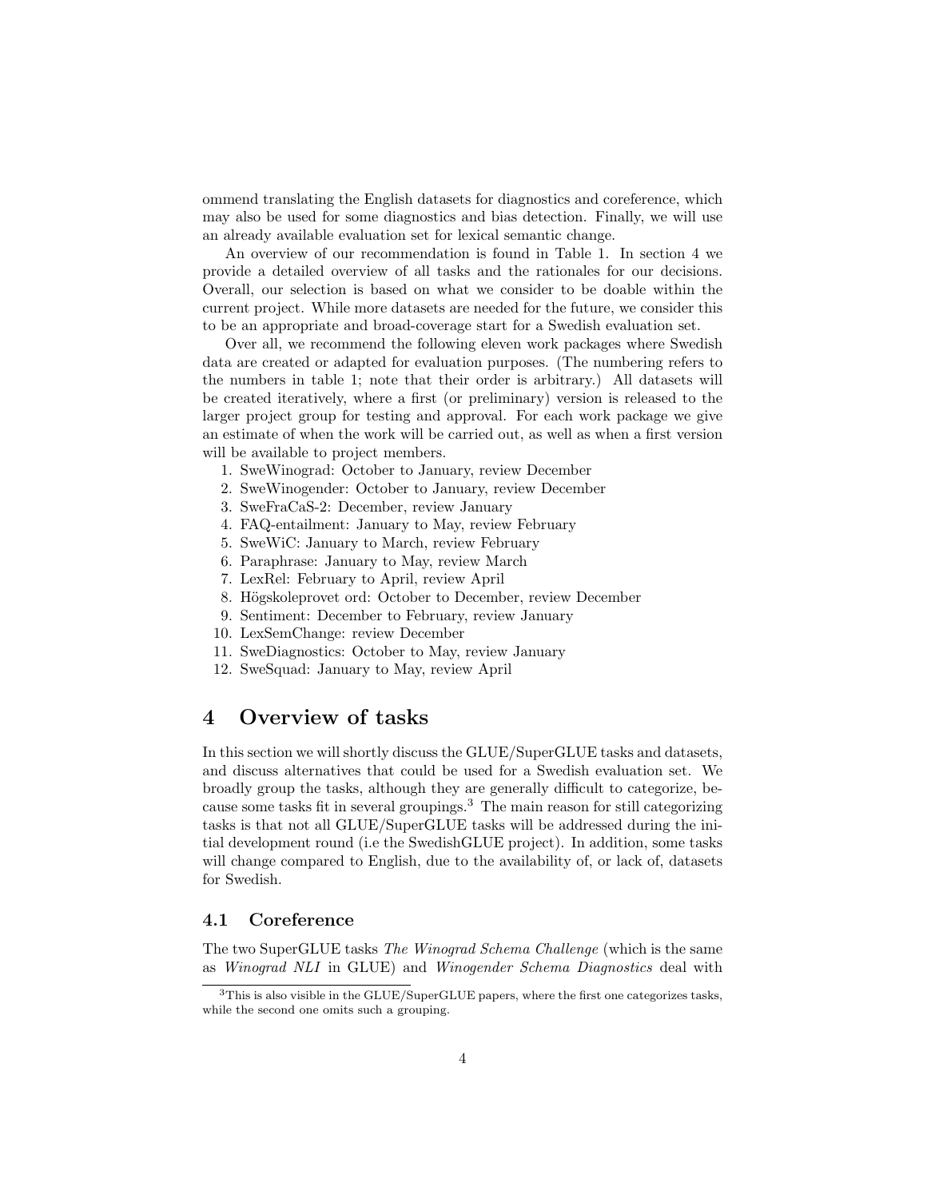ommend translating the English datasets for diagnostics and coreference, which may also be used for some diagnostics and bias detection. Finally, we will use an already available evaluation set for lexical semantic change.

An overview of our recommendation is found in Table 1. In section 4 we provide a detailed overview of all tasks and the rationales for our decisions. Overall, our selection is based on what we consider to be doable within the current project. While more datasets are needed for the future, we consider this to be an appropriate and broad-coverage start for a Swedish evaluation set.

Over all, we recommend the following eleven work packages where Swedish data are created or adapted for evaluation purposes. (The numbering refers to the numbers in table 1; note that their order is arbitrary.) All datasets will be created iteratively, where a first (or preliminary) version is released to the larger project group for testing and approval. For each work package we give an estimate of when the work will be carried out, as well as when a first version will be available to project members.

1. SweWinograd: October to January, review December
2. SweWinogender: October to January, review December
3. SweFraCaS-2: December, review January
4. FAQ-entailment: January to May, review February
5. SweWiC: January to March, review February
6. Paraphrase: January to May, review March
7. LexRel: February to April, review April
8. Högskoleprovet ord: October to December, review December
9. Sentiment: December to February, review January
10. LexSemChange: review December
11. SweDiagnostics: October to May, review January
12. SweSquad: January to May, review April

# 4 Overview of tasks

In this section we will shortly discuss the GLUE/SuperGLUE tasks and datasets, and discuss alternatives that could be used for a Swedish evaluation set. We broadly group the tasks, although they are generally difficult to categorize, because some tasks fit in several groupings.[3] The main reason for still categorizing tasks is that not all GLUE/SuperGLUE tasks will be addressed during the initial development round (i.e the SwedishGLUE project). In addition, some tasks will change compared to English, due to the availability of, or lack of, datasets for Swedish.

## 4.1 Coreference

The two SuperGLUE tasks *The Winograd Schema Challenge* (which is the same as *Winograd NLI* in GLUE) and *Winogender Schema Diagnostics* deal with

[3] This is also visible in the GLUE/SuperGLUE papers, where the first one categorizes tasks, while the second one omits such a grouping.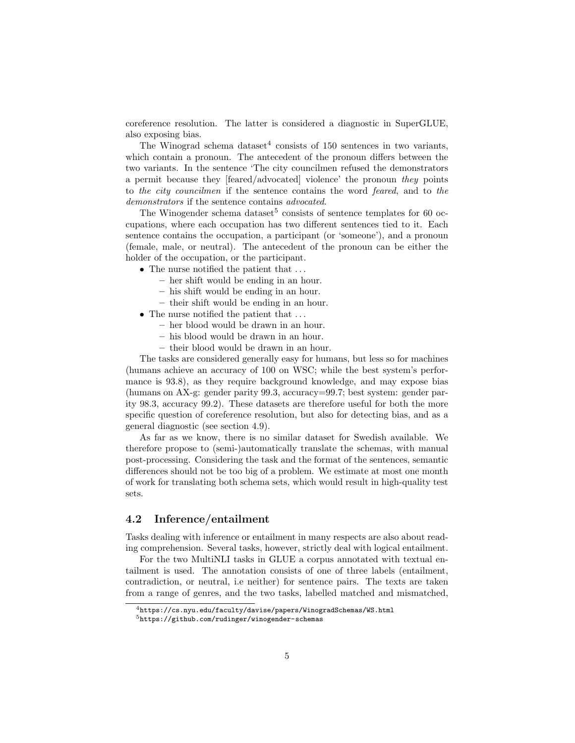coreference resolution. The latter is considered a diagnostic in SuperGLUE, also exposing bias.

The Winograd schema dataset[4] consists of 150 sentences in two variants, which contain a pronoun. The antecedent of the pronoun differs between the two variants. In the sentence 'The city councilmen refused the demonstrators a permit because they [feared/advocated] violence' the pronoun *they* points to *the city councilmen* if the sentence contains the word *feared*, and to *the demonstrators* if the sentence contains *advocated*.

The Winogender schema dataset[5] consists of sentence templates for 60 occupations, where each occupation has two different sentences tied to it. Each sentence contains the occupation, a participant (or 'someone'), and a pronoun (female, male, or neutral). The antecedent of the pronoun can be either the holder of the occupation, or the participant.

- The nurse notified the patient that ...
  - her shift would be ending in an hour.
  - his shift would be ending in an hour.
  - their shift would be ending in an hour.
- The nurse notified the patient that ...
  - her blood would be drawn in an hour.
  - his blood would be drawn in an hour.
  - their blood would be drawn in an hour.

The tasks are considered generally easy for humans, but less so for machines (humans achieve an accuracy of 100 on WSC; while the best system's performance is 93.8), as they require background knowledge, and may expose bias (humans on AX-g: gender parity 99.3, accuracy=99.7; best system: gender parity 98.3, accuracy 99.2). These datasets are therefore useful for both the more specific question of coreference resolution, but also for detecting bias, and as a general diagnostic (see section 4.9).

As far as we know, there is no similar dataset for Swedish available. We therefore propose to (semi-)automatically translate the schemas, with manual post-processing. Considering the task and the format of the sentences, semantic differences should not be too big of a problem. We estimate at most one month of work for translating both schema sets, which would result in high-quality test sets.

## 4.2 Inference/entailment

Tasks dealing with inference or entailment in many respects are also about reading comprehension. Several tasks, however, strictly deal with logical entailment.

For the two MultiNLI tasks in GLUE a corpus annotated with textual entailment is used. The annotation consists of one of three labels (entailment, contradiction, or neutral, i.e neither) for sentence pairs. The texts are taken from a range of genres, and the two tasks, labelled matched and mismatched,

[4] `https://cs.nyu.edu/faculty/davise/papers/WinogradSchemas/WS.html`

[5] `https://github.com/rudinger/winogender-schemas`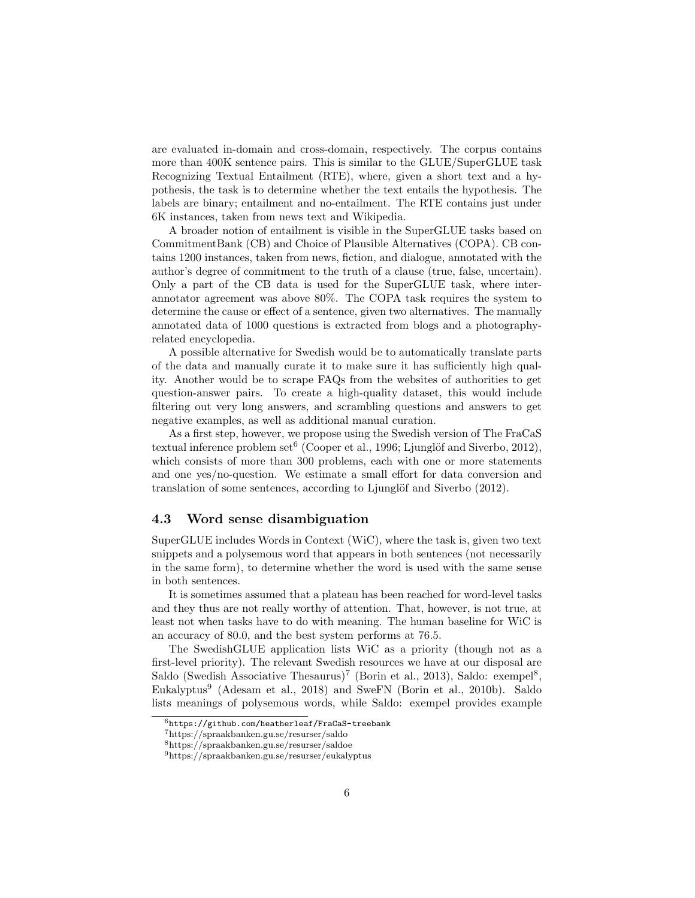are evaluated in-domain and cross-domain, respectively. The corpus contains more than 400K sentence pairs. This is similar to the GLUE/SuperGLUE task Recognizing Textual Entailment (RTE), where, given a short text and a hypothesis, the task is to determine whether the text entails the hypothesis. The labels are binary; entailment and no-entailment. The RTE contains just under 6K instances, taken from news text and Wikipedia.

A broader notion of entailment is visible in the SuperGLUE tasks based on CommitmentBank (CB) and Choice of Plausible Alternatives (COPA). CB contains 1200 instances, taken from news, fiction, and dialogue, annotated with the author's degree of commitment to the truth of a clause (true, false, uncertain). Only a part of the CB data is used for the SuperGLUE task, where inter-annotator agreement was above 80%. The COPA task requires the system to determine the cause or effect of a sentence, given two alternatives. The manually annotated data of 1000 questions is extracted from blogs and a photography-related encyclopedia.

A possible alternative for Swedish would be to automatically translate parts of the data and manually curate it to make sure it has sufficiently high quality. Another would be to scrape FAQs from the websites of authorities to get question-answer pairs. To create a high-quality dataset, this would include filtering out very long answers, and scrambling questions and answers to get negative examples, as well as additional manual curation.

As a first step, however, we propose using the Swedish version of The FraCaS textual inference problem set[6] (Cooper et al., 1996; Ljunglöf and Siverbo, 2012), which consists of more than 300 problems, each with one or more statements and one yes/no-question. We estimate a small effort for data conversion and translation of some sentences, according to Ljunglöf and Siverbo (2012).

### 4.3 Word sense disambiguation

SuperGLUE includes Words in Context (WiC), where the task is, given two text snippets and a polysemous word that appears in both sentences (not necessarily in the same form), to determine whether the word is used with the same sense in both sentences.

It is sometimes assumed that a plateau has been reached for word-level tasks and they thus are not really worthy of attention. That, however, is not true, at least not when tasks have to do with meaning. The human baseline for WiC is an accuracy of 80.0, and the best system performs at 76.5.

The SwedishGLUE application lists WiC as a priority (though not as a first-level priority). The relevant Swedish resources we have at our disposal are Saldo (Swedish Associative Thesaurus)[7] (Borin et al., 2013), Saldo: exempel[8], Eukalyptus[9] (Adesam et al., 2018) and SweFN (Borin et al., 2010b). Saldo lists meanings of polysemous words, while Saldo: exempel provides example

[6] https://github.com/heatherleaf/FraCaS-treebank

[7] https://spraakbanken.gu.se/resurser/saldo

[8] https://spraakbanken.gu.se/resurser/saldoe

[9] https://spraakbanken.gu.se/resurser/eukalyptus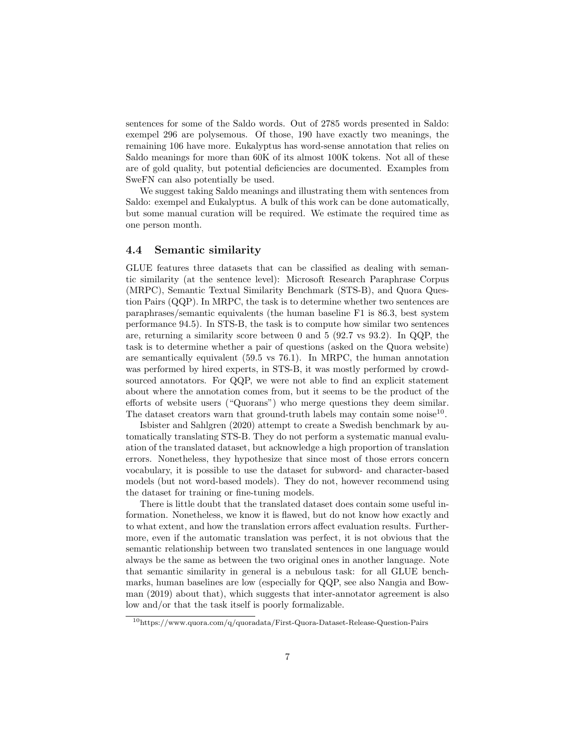sentences for some of the Saldo words. Out of 2785 words presented in Saldo: exempel 296 are polysemous. Of those, 190 have exactly two meanings, the remaining 106 have more. Eukalyptus has word-sense annotation that relies on Saldo meanings for more than 60K of its almost 100K tokens. Not all of these are of gold quality, but potential deficiencies are documented. Examples from SweFN can also potentially be used.

We suggest taking Saldo meanings and illustrating them with sentences from Saldo: exempel and Eukalyptus. A bulk of this work can be done automatically, but some manual curation will be required. We estimate the required time as one person month.

### 4.4 Semantic similarity

GLUE features three datasets that can be classified as dealing with semantic similarity (at the sentence level): Microsoft Research Paraphrase Corpus (MRPC), Semantic Textual Similarity Benchmark (STS-B), and Quora Question Pairs (QQP). In MRPC, the task is to determine whether two sentences are paraphrases/semantic equivalents (the human baseline F1 is 86.3, best system performance 94.5). In STS-B, the task is to compute how similar two sentences are, returning a similarity score between 0 and 5 (92.7 vs 93.2). In QQP, the task is to determine whether a pair of questions (asked on the Quora website) are semantically equivalent (59.5 vs 76.1). In MRPC, the human annotation was performed by hired experts, in STS-B, it was mostly performed by crowdsourced annotators. For QQP, we were not able to find an explicit statement about where the annotation comes from, but it seems to be the product of the efforts of website users ("Quorans") who merge questions they deem similar. The dataset creators warn that ground-truth labels may contain some noise[10].

Isbister and Sahlgren (2020) attempt to create a Swedish benchmark by automatically translating STS-B. They do not perform a systematic manual evaluation of the translated dataset, but acknowledge a high proportion of translation errors. Nonetheless, they hypothesize that since most of those errors concern vocabulary, it is possible to use the dataset for subword- and character-based models (but not word-based models). They do not, however recommend using the dataset for training or fine-tuning models.

There is little doubt that the translated dataset does contain some useful information. Nonetheless, we know it is flawed, but do not know how exactly and to what extent, and how the translation errors affect evaluation results. Furthermore, even if the automatic translation was perfect, it is not obvious that the semantic relationship between two translated sentences in one language would always be the same as between the two original ones in another language. Note that semantic similarity in general is a nebulous task: for all GLUE benchmarks, human baselines are low (especially for QQP, see also Nangia and Bowman (2019) about that), which suggests that inter-annotator agreement is also low and/or that the task itself is poorly formalizable.

[10]https://www.quora.com/q/quoradata/First-Quora-Dataset-Release-Question-Pairs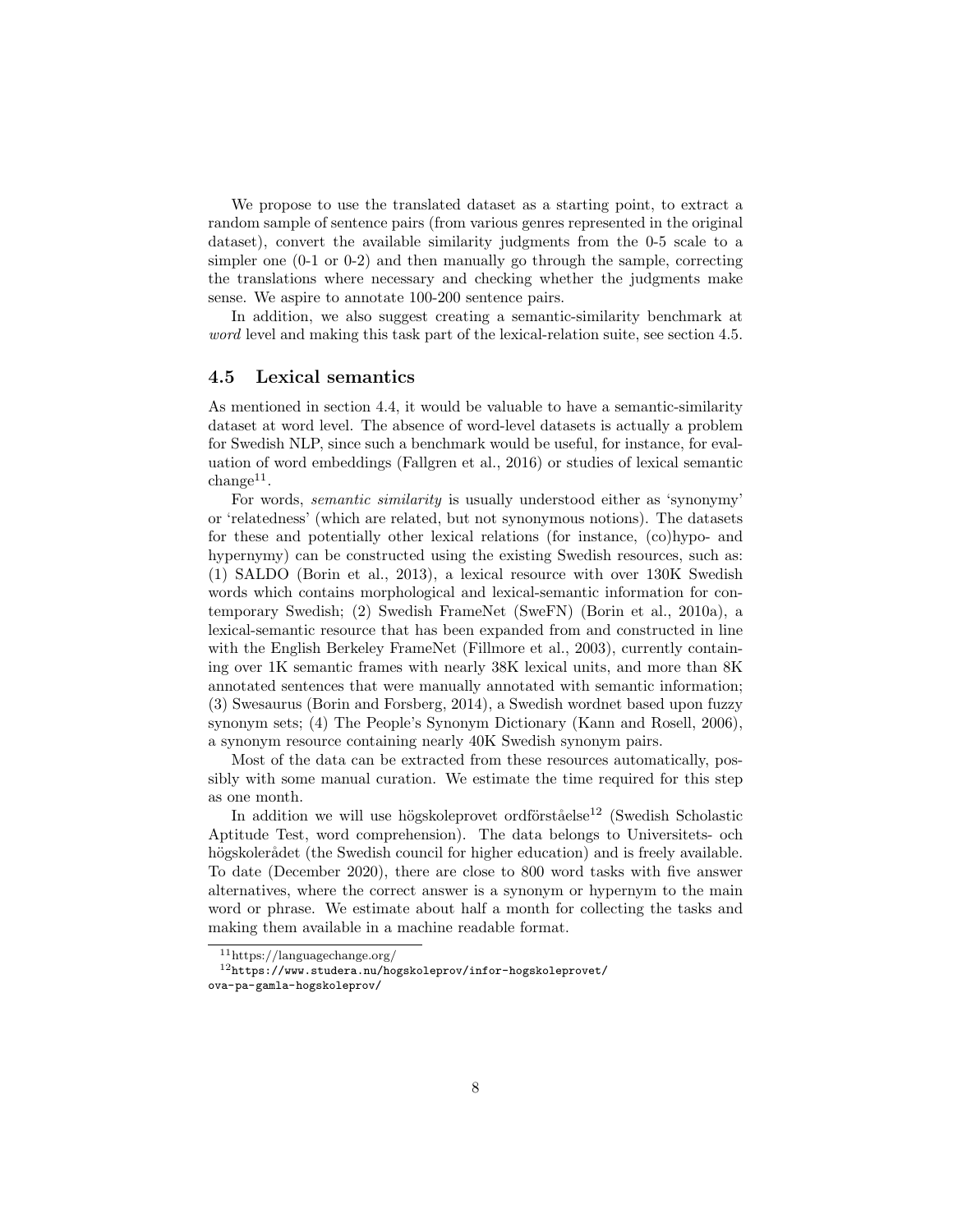We propose to use the translated dataset as a starting point, to extract a random sample of sentence pairs (from various genres represented in the original dataset), convert the available similarity judgments from the 0-5 scale to a simpler one (0-1 or 0-2) and then manually go through the sample, correcting the translations where necessary and checking whether the judgments make sense. We aspire to annotate 100-200 sentence pairs.

In addition, we also suggest creating a semantic-similarity benchmark at *word* level and making this task part of the lexical-relation suite, see section 4.5.

### 4.5 Lexical semantics

As mentioned in section 4.4, it would be valuable to have a semantic-similarity dataset at word level. The absence of word-level datasets is actually a problem for Swedish NLP, since such a benchmark would be useful, for instance, for evaluation of word embeddings (Fallgren et al., 2016) or studies of lexical semantic change[11].

For words, *semantic similarity* is usually understood either as 'synonymy' or 'relatedness' (which are related, but not synonymous notions). The datasets for these and potentially other lexical relations (for instance, (co)hypo- and hypernymy) can be constructed using the existing Swedish resources, such as: (1) SALDO (Borin et al., 2013), a lexical resource with over 130K Swedish words which contains morphological and lexical-semantic information for contemporary Swedish; (2) Swedish FrameNet (SweFN) (Borin et al., 2010a), a lexical-semantic resource that has been expanded from and constructed in line with the English Berkeley FrameNet (Fillmore et al., 2003), currently containing over 1K semantic frames with nearly 38K lexical units, and more than 8K annotated sentences that were manually annotated with semantic information; (3) Swesaurus (Borin and Forsberg, 2014), a Swedish wordnet based upon fuzzy synonym sets; (4) The People's Synonym Dictionary (Kann and Rosell, 2006), a synonym resource containing nearly 40K Swedish synonym pairs.

Most of the data can be extracted from these resources automatically, possibly with some manual curation. We estimate the time required for this step as one month.

In addition we will use högskoleprovet ordförståelse[12] (Swedish Scholastic Aptitude Test, word comprehension). The data belongs to Universitets- och högskolerådet (the Swedish council for higher education) and is freely available. To date (December 2020), there are close to 800 word tasks with five answer alternatives, where the correct answer is a synonym or hypernym to the main word or phrase. We estimate about half a month for collecting the tasks and making them available in a machine readable format.

---

[11] https://languagechange.org/

[12] `https://www.studera.nu/hogskoleprov/infor-hogskoleprovet/ova-pa-gamla-hogskoleprov/`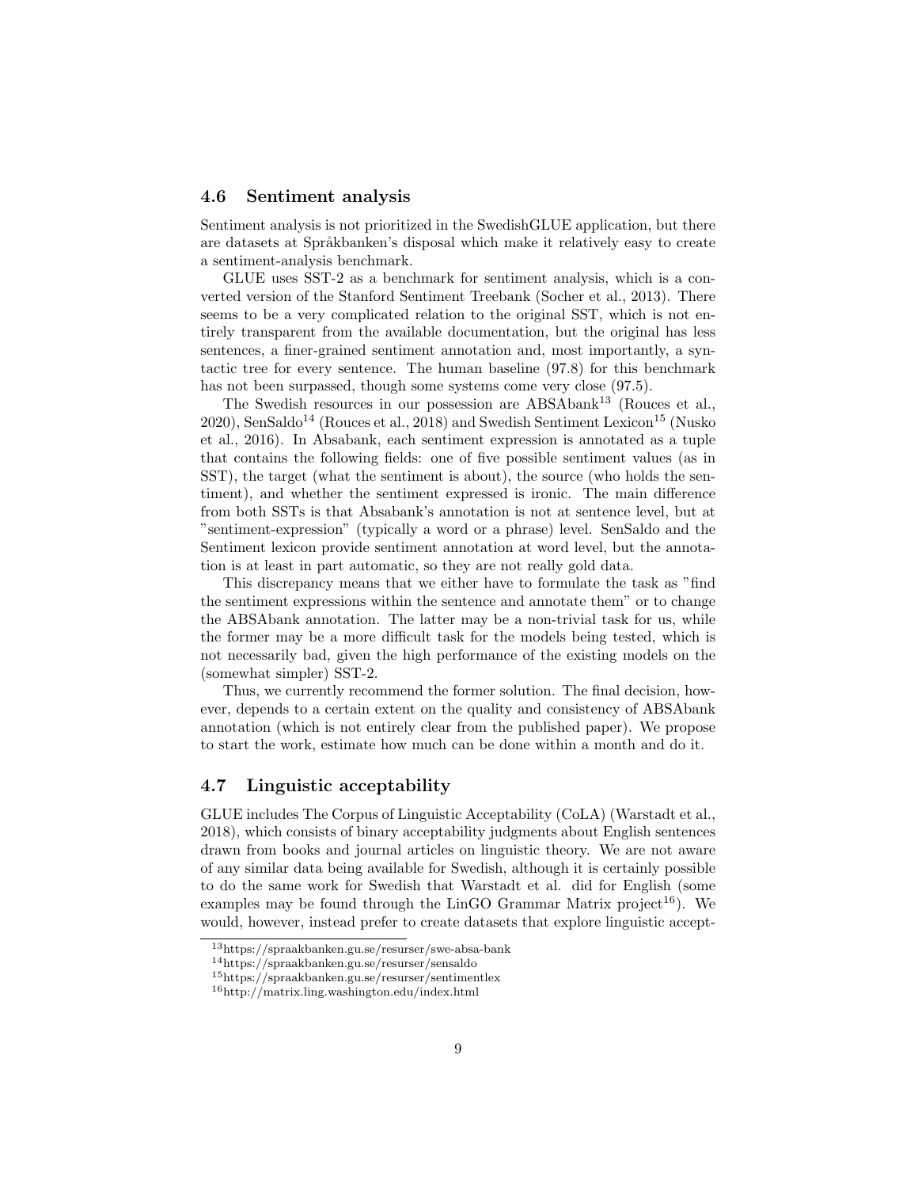## 4.6 Sentiment analysis

Sentiment analysis is not prioritized in the SwedishGLUE application, but there are datasets at Språkbanken's disposal which make it relatively easy to create a sentiment-analysis benchmark.

GLUE uses SST-2 as a benchmark for sentiment analysis, which is a converted version of the Stanford Sentiment Treebank (Socher et al., 2013). There seems to be a very complicated relation to the original SST, which is not entirely transparent from the available documentation, but the original has less sentences, a finer-grained sentiment annotation and, most importantly, a syntactic tree for every sentence. The human baseline (97.8) for this benchmark has not been surpassed, though some systems come very close (97.5).

The Swedish resources in our possession are ABSAbank[13] (Rouces et al., 2020), SenSaldo[14] (Rouces et al., 2018) and Swedish Sentiment Lexicon[15] (Nusko et al., 2016). In Absabank, each sentiment expression is annotated as a tuple that contains the following fields: one of five possible sentiment values (as in SST), the target (what the sentiment is about), the source (who holds the sentiment), and whether the sentiment expressed is ironic. The main difference from both SSTs is that Absabank's annotation is not at sentence level, but at "sentiment-expression" (typically a word or a phrase) level. SenSaldo and the Sentiment lexicon provide sentiment annotation at word level, but the annotation is at least in part automatic, so they are not really gold data.

This discrepancy means that we either have to formulate the task as "find the sentiment expressions within the sentence and annotate them" or to change the ABSAbank annotation. The latter may be a non-trivial task for us, while the former may be a more difficult task for the models being tested, which is not necessarily bad, given the high performance of the existing models on the (somewhat simpler) SST-2.

Thus, we currently recommend the former solution. The final decision, however, depends to a certain extent on the quality and consistency of ABSAbank annotation (which is not entirely clear from the published paper). We propose to start the work, estimate how much can be done within a month and do it.

## 4.7 Linguistic acceptability

GLUE includes The Corpus of Linguistic Acceptability (CoLA) (Warstadt et al., 2018), which consists of binary acceptability judgments about English sentences drawn from books and journal articles on linguistic theory. We are not aware of any similar data being available for Swedish, although it is certainly possible to do the same work for Swedish that Warstadt et al. did for English (some examples may be found through the LinGO Grammar Matrix project[16]). We would, however, instead prefer to create datasets that explore linguistic accept-

[13] https://spraakbanken.gu.se/resurser/swe-absa-bank

[14] https://spraakbanken.gu.se/resurser/sensaldo

[15] https://spraakbanken.gu.se/resurser/sentimentlex

[16] http://matrix.ling.washington.edu/index.html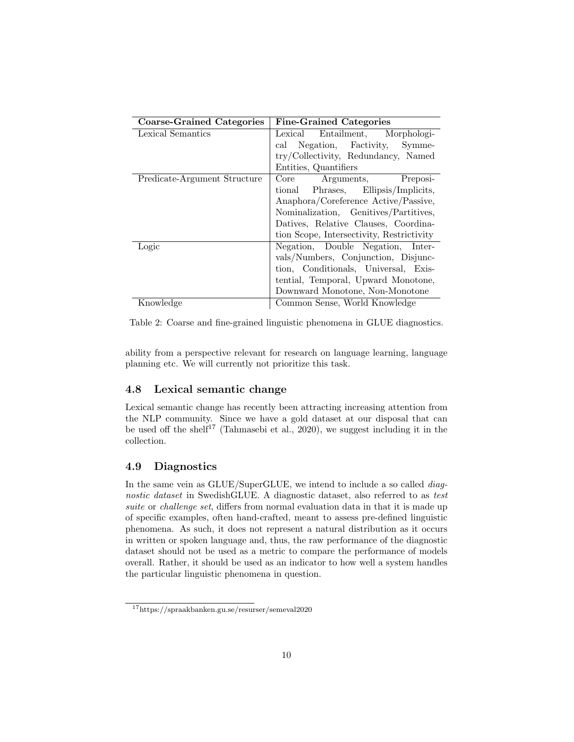| Coarse-Grained Categories | Fine-Grained Categories |
| --- | --- |
| Lexical Semantics | Lexical Entailment, Morphological Negation, Factivity, Symmetry/Collectivity, Redundancy, Named Entities, Quantifiers |
| Predicate-Argument Structure | Core Arguments, Prepositional Phrases, Ellipsis/Implicits, Anaphora/Coreference Active/Passive, Nominalization, Genitives/Partitives, Datives, Relative Clauses, Coordination Scope, Intersectivity, Restrictivity |
| Logic | Negation, Double Negation, Intervals/Numbers, Conjunction, Disjunction, Conditionals, Universal, Existential, Temporal, Upward Monotone, Downward Monotone, Non-Monotone |
| Knowledge | Common Sense, World Knowledge |

Table 2: Coarse and fine-grained linguistic phenomena in GLUE diagnostics.

ability from a perspective relevant for research on language learning, language planning etc. We will currently not prioritize this task.

## 4.8 Lexical semantic change

Lexical semantic change has recently been attracting increasing attention from the NLP community. Since we have a gold dataset at our disposal that can be used off the shelf[17] (Tahmasebi et al., 2020), we suggest including it in the collection.

## 4.9 Diagnostics

In the same vein as GLUE/SuperGLUE, we intend to include a so called *diagnostic dataset* in SwedishGLUE. A diagnostic dataset, also referred to as *test suite* or *challenge set*, differs from normal evaluation data in that it is made up of specific examples, often hand-crafted, meant to assess pre-defined linguistic phenomena. As such, it does not represent a natural distribution as it occurs in written or spoken language and, thus, the raw performance of the diagnostic dataset should not be used as a metric to compare the performance of models overall. Rather, it should be used as an indicator to how well a system handles the particular linguistic phenomena in question.

[17] https://spraakbanken.gu.se/resurser/semeval2020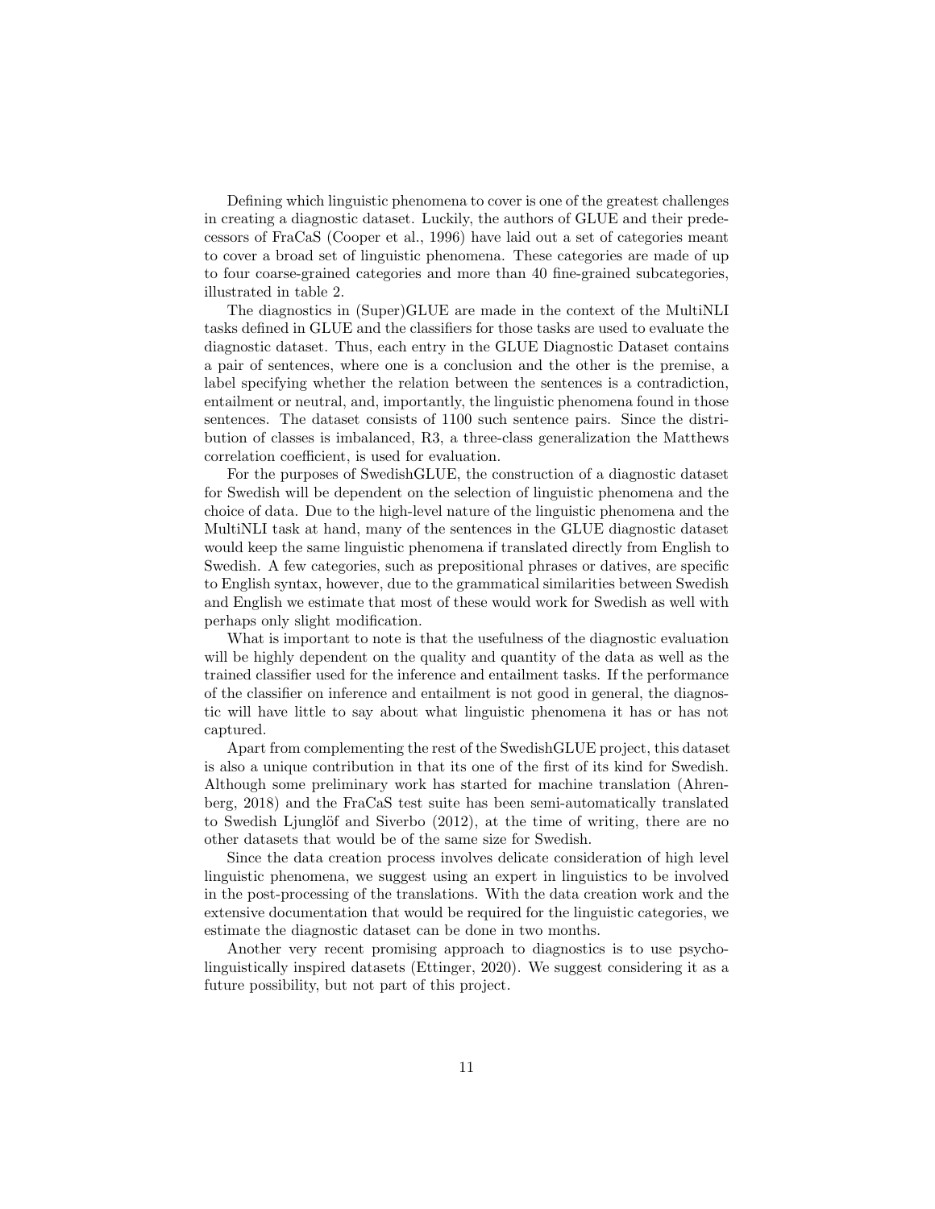Defining which linguistic phenomena to cover is one of the greatest challenges in creating a diagnostic dataset. Luckily, the authors of GLUE and their predecessors of FraCaS (Cooper et al., 1996) have laid out a set of categories meant to cover a broad set of linguistic phenomena. These categories are made of up to four coarse-grained categories and more than 40 fine-grained subcategories, illustrated in table 2.

The diagnostics in (Super)GLUE are made in the context of the MultiNLI tasks defined in GLUE and the classifiers for those tasks are used to evaluate the diagnostic dataset. Thus, each entry in the GLUE Diagnostic Dataset contains a pair of sentences, where one is a conclusion and the other is the premise, a label specifying whether the relation between the sentences is a contradiction, entailment or neutral, and, importantly, the linguistic phenomena found in those sentences. The dataset consists of 1100 such sentence pairs. Since the distribution of classes is imbalanced, R3, a three-class generalization the Matthews correlation coefficient, is used for evaluation.

For the purposes of SwedishGLUE, the construction of a diagnostic dataset for Swedish will be dependent on the selection of linguistic phenomena and the choice of data. Due to the high-level nature of the linguistic phenomena and the MultiNLI task at hand, many of the sentences in the GLUE diagnostic dataset would keep the same linguistic phenomena if translated directly from English to Swedish. A few categories, such as prepositional phrases or datives, are specific to English syntax, however, due to the grammatical similarities between Swedish and English we estimate that most of these would work for Swedish as well with perhaps only slight modification.

What is important to note is that the usefulness of the diagnostic evaluation will be highly dependent on the quality and quantity of the data as well as the trained classifier used for the inference and entailment tasks. If the performance of the classifier on inference and entailment is not good in general, the diagnostic will have little to say about what linguistic phenomena it has or has not captured.

Apart from complementing the rest of the SwedishGLUE project, this dataset is also a unique contribution in that its one of the first of its kind for Swedish. Although some preliminary work has started for machine translation (Ahrenberg, 2018) and the FraCaS test suite has been semi-automatically translated to Swedish Ljunglöf and Siverbo (2012), at the time of writing, there are no other datasets that would be of the same size for Swedish.

Since the data creation process involves delicate consideration of high level linguistic phenomena, we suggest using an expert in linguistics to be involved in the post-processing of the translations. With the data creation work and the extensive documentation that would be required for the linguistic categories, we estimate the diagnostic dataset can be done in two months.

Another very recent promising approach to diagnostics is to use psycholinguistically inspired datasets (Ettinger, 2020). We suggest considering it as a future possibility, but not part of this project.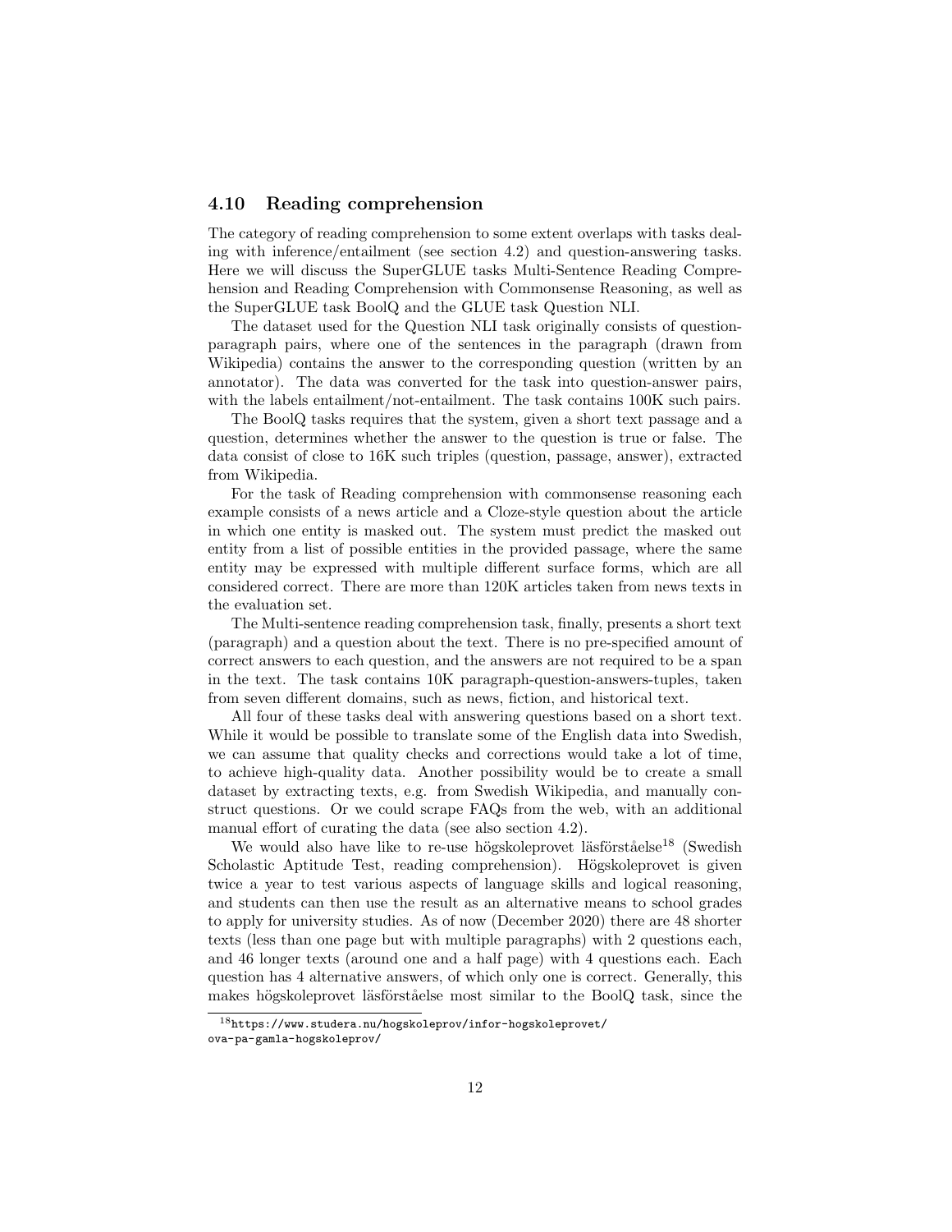### 4.10 Reading comprehension

The category of reading comprehension to some extent overlaps with tasks dealing with inference/entailment (see section 4.2) and question-answering tasks. Here we will discuss the SuperGLUE tasks Multi-Sentence Reading Comprehension and Reading Comprehension with Commonsense Reasoning, as well as the SuperGLUE task BoolQ and the GLUE task Question NLI.

The dataset used for the Question NLI task originally consists of question-paragraph pairs, where one of the sentences in the paragraph (drawn from Wikipedia) contains the answer to the corresponding question (written by an annotator). The data was converted for the task into question-answer pairs, with the labels entailment/not-entailment. The task contains 100K such pairs.

The BoolQ tasks requires that the system, given a short text passage and a question, determines whether the answer to the question is true or false. The data consist of close to 16K such triples (question, passage, answer), extracted from Wikipedia.

For the task of Reading comprehension with commonsense reasoning each example consists of a news article and a Cloze-style question about the article in which one entity is masked out. The system must predict the masked out entity from a list of possible entities in the provided passage, where the same entity may be expressed with multiple different surface forms, which are all considered correct. There are more than 120K articles taken from news texts in the evaluation set.

The Multi-sentence reading comprehension task, finally, presents a short text (paragraph) and a question about the text. There is no pre-specified amount of correct answers to each question, and the answers are not required to be a span in the text. The task contains 10K paragraph-question-answers-tuples, taken from seven different domains, such as news, fiction, and historical text.

All four of these tasks deal with answering questions based on a short text. While it would be possible to translate some of the English data into Swedish, we can assume that quality checks and corrections would take a lot of time, to achieve high-quality data. Another possibility would be to create a small dataset by extracting texts, e.g. from Swedish Wikipedia, and manually construct questions. Or we could scrape FAQs from the web, with an additional manual effort of curating the data (see also section 4.2).

We would also have like to re-use högskoleprovet läsförståelse[18] (Swedish Scholastic Aptitude Test, reading comprehension). Högskoleprovet is given twice a year to test various aspects of language skills and logical reasoning, and students can then use the result as an alternative means to school grades to apply for university studies. As of now (December 2020) there are 48 shorter texts (less than one page but with multiple paragraphs) with 2 questions each, and 46 longer texts (around one and a half page) with 4 questions each. Each question has 4 alternative answers, of which only one is correct. Generally, this makes högskoleprovet läsförståelse most similar to the BoolQ task, since the

[18] https://www.studera.nu/hogskoleprov/infor-hogskoleprovet/ova-pa-gamla-hogskoleprov/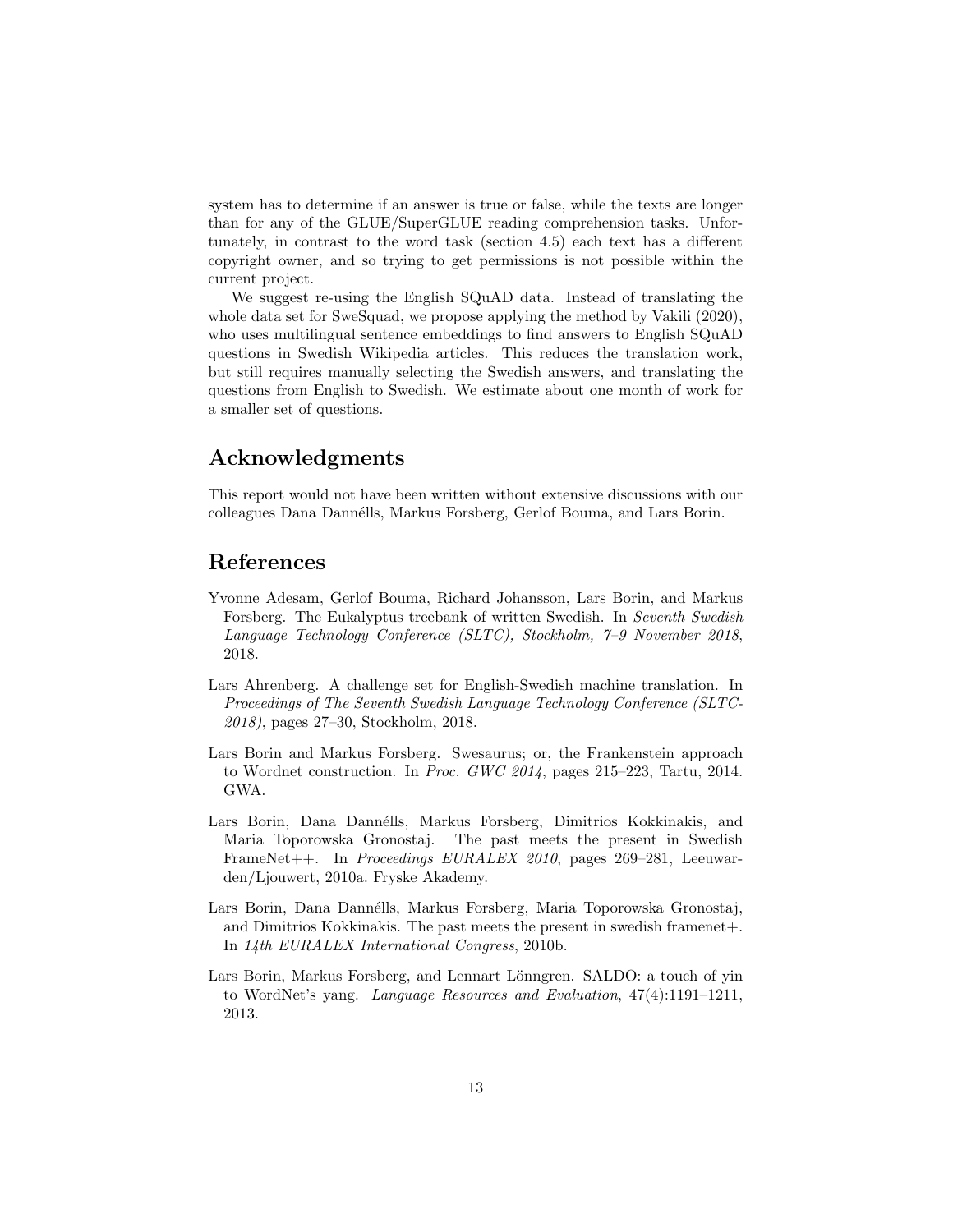system has to determine if an answer is true or false, while the texts are longer than for any of the GLUE/SuperGLUE reading comprehension tasks. Unfortunately, in contrast to the word task (section 4.5) each text has a different copyright owner, and so trying to get permissions is not possible within the current project.

We suggest re-using the English SQuAD data. Instead of translating the whole data set for SweSquad, we propose applying the method by Vakili (2020), who uses multilingual sentence embeddings to find answers to English SQuAD questions in Swedish Wikipedia articles. This reduces the translation work, but still requires manually selecting the Swedish answers, and translating the questions from English to Swedish. We estimate about one month of work for a smaller set of questions.

## Acknowledgments

This report would not have been written without extensive discussions with our colleagues Dana Dannélls, Markus Forsberg, Gerlof Bouma, and Lars Borin.

## References

Yvonne Adesam, Gerlof Bouma, Richard Johansson, Lars Borin, and Markus Forsberg. The Eukalyptus treebank of written Swedish. In *Seventh Swedish Language Technology Conference (SLTC), Stockholm, 7–9 November 2018*, 2018.

Lars Ahrenberg. A challenge set for English-Swedish machine translation. In *Proceedings of The Seventh Swedish Language Technology Conference (SLTC-2018)*, pages 27–30, Stockholm, 2018.

Lars Borin and Markus Forsberg. Swesaurus; or, the Frankenstein approach to Wordnet construction. In *Proc. GWC 2014*, pages 215–223, Tartu, 2014. GWA.

Lars Borin, Dana Dannélls, Markus Forsberg, Dimitrios Kokkinakis, and Maria Toporowska Gronostaj. The past meets the present in Swedish FrameNet++. In *Proceedings EURALEX 2010*, pages 269–281, Leeuwarden/Ljouwert, 2010a. Fryske Akademy.

Lars Borin, Dana Dannélls, Markus Forsberg, Maria Toporowska Gronostaj, and Dimitrios Kokkinakis. The past meets the present in swedish framenet+. In *14th EURALEX International Congress*, 2010b.

Lars Borin, Markus Forsberg, and Lennart Lönngren. SALDO: a touch of yin to WordNet's yang. *Language Resources and Evaluation*, 47(4):1191–1211, 2013.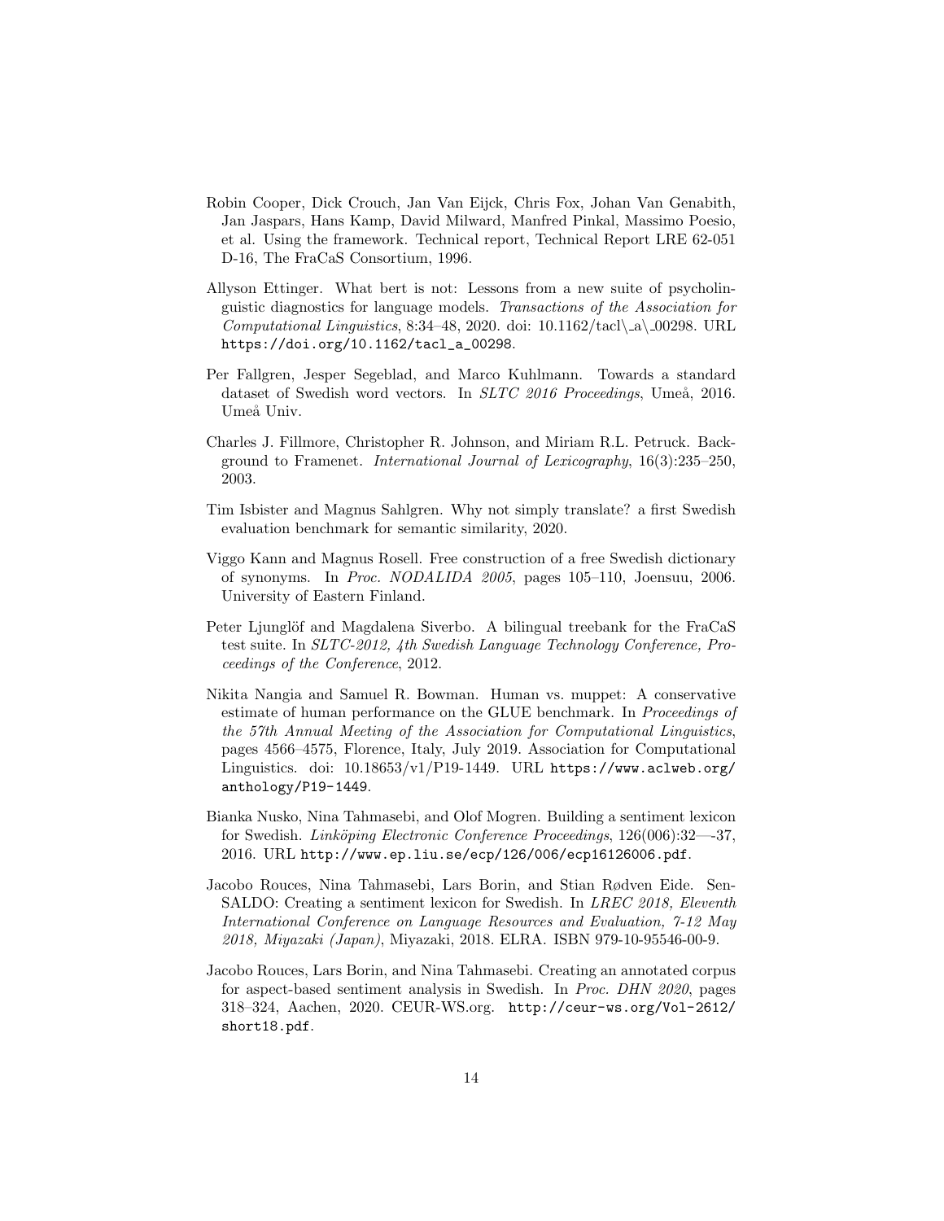Robin Cooper, Dick Crouch, Jan Van Eijck, Chris Fox, Johan Van Genabith, Jan Jaspars, Hans Kamp, David Milward, Manfred Pinkal, Massimo Poesio, et al. Using the framework. Technical report, Technical Report LRE 62-051 D-16, The FraCaS Consortium, 1996.

Allyson Ettinger. What bert is not: Lessons from a new suite of psycholinguistic diagnostics for language models. *Transactions of the Association for Computational Linguistics*, 8:34–48, 2020. doi: 10.1162/tacl\_a\_00298. URL `https://doi.org/10.1162/tacl_a_00298`.

Per Fallgren, Jesper Segeblad, and Marco Kuhlmann. Towards a standard dataset of Swedish word vectors. In *SLTC 2016 Proceedings*, Umeå, 2016. Umeå Univ.

Charles J. Fillmore, Christopher R. Johnson, and Miriam R.L. Petruck. Background to Framenet. *International Journal of Lexicography*, 16(3):235–250, 2003.

Tim Isbister and Magnus Sahlgren. Why not simply translate? a first Swedish evaluation benchmark for semantic similarity, 2020.

Viggo Kann and Magnus Rosell. Free construction of a free Swedish dictionary of synonyms. In *Proc. NODALIDA 2005*, pages 105–110, Joensuu, 2006. University of Eastern Finland.

Peter Ljunglöf and Magdalena Siverbo. A bilingual treebank for the FraCaS test suite. In *SLTC-2012, 4th Swedish Language Technology Conference, Proceedings of the Conference*, 2012.

Nikita Nangia and Samuel R. Bowman. Human vs. muppet: A conservative estimate of human performance on the GLUE benchmark. In *Proceedings of the 57th Annual Meeting of the Association for Computational Linguistics*, pages 4566–4575, Florence, Italy, July 2019. Association for Computational Linguistics. doi: 10.18653/v1/P19-1449. URL `https://www.aclweb.org/anthology/P19-1449`.

Bianka Nusko, Nina Tahmasebi, and Olof Mogren. Building a sentiment lexicon for Swedish. *Linköping Electronic Conference Proceedings*, 126(006):32—-37, 2016. URL `http://www.ep.liu.se/ecp/126/006/ecp16126006.pdf`.

Jacobo Rouces, Nina Tahmasebi, Lars Borin, and Stian Rødven Eide. SenSALDO: Creating a sentiment lexicon for Swedish. In *LREC 2018, Eleventh International Conference on Language Resources and Evaluation, 7-12 May 2018, Miyazaki (Japan)*, Miyazaki, 2018. ELRA. ISBN 979-10-95546-00-9.

Jacobo Rouces, Lars Borin, and Nina Tahmasebi. Creating an annotated corpus for aspect-based sentiment analysis in Swedish. In *Proc. DHN 2020*, pages 318–324, Aachen, 2020. CEUR-WS.org. `http://ceur-ws.org/Vol-2612/short18.pdf`.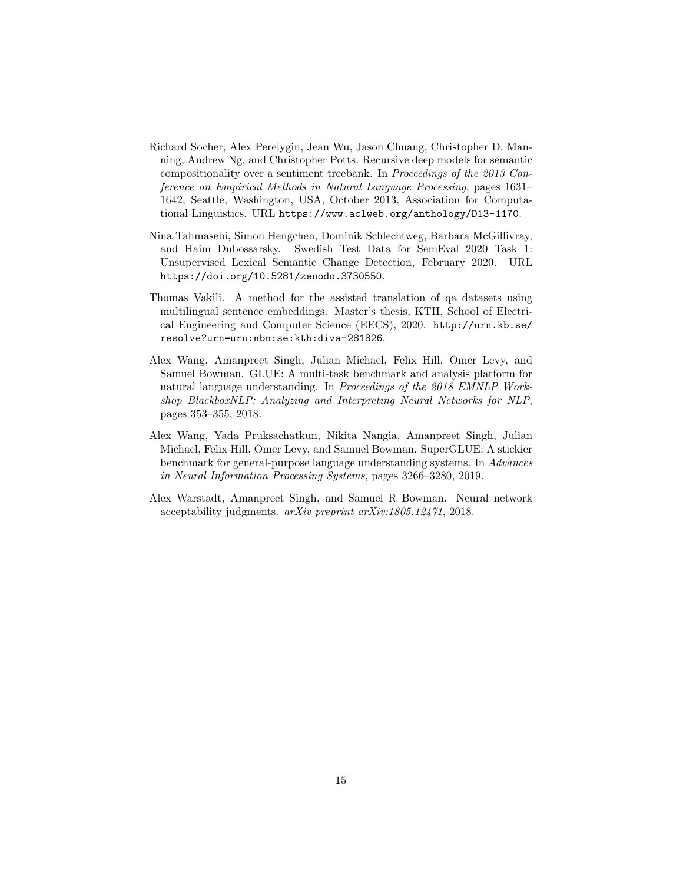Richard Socher, Alex Perelygin, Jean Wu, Jason Chuang, Christopher D. Manning, Andrew Ng, and Christopher Potts. Recursive deep models for semantic compositionality over a sentiment treebank. In *Proceedings of the 2013 Conference on Empirical Methods in Natural Language Processing*, pages 1631–1642, Seattle, Washington, USA, October 2013. Association for Computational Linguistics. URL `https://www.aclweb.org/anthology/D13-1170`.

Nina Tahmasebi, Simon Hengchen, Dominik Schlechtweg, Barbara McGillivray, and Haim Dubossarsky. Swedish Test Data for SemEval 2020 Task 1: Unsupervised Lexical Semantic Change Detection, February 2020. URL `https://doi.org/10.5281/zenodo.3730550`.

Thomas Vakili. A method for the assisted translation of qa datasets using multilingual sentence embeddings. Master's thesis, KTH, School of Electrical Engineering and Computer Science (EECS), 2020. `http://urn.kb.se/resolve?urn=urn:nbn:se:kth:diva-281826`.

Alex Wang, Amanpreet Singh, Julian Michael, Felix Hill, Omer Levy, and Samuel Bowman. GLUE: A multi-task benchmark and analysis platform for natural language understanding. In *Proceedings of the 2018 EMNLP Workshop BlackboxNLP: Analyzing and Interpreting Neural Networks for NLP*, pages 353–355, 2018.

Alex Wang, Yada Pruksachatkun, Nikita Nangia, Amanpreet Singh, Julian Michael, Felix Hill, Omer Levy, and Samuel Bowman. SuperGLUE: A stickier benchmark for general-purpose language understanding systems. In *Advances in Neural Information Processing Systems*, pages 3266–3280, 2019.

Alex Warstadt, Amanpreet Singh, and Samuel R Bowman. Neural network acceptability judgments. *arXiv preprint arXiv:1805.12471*, 2018.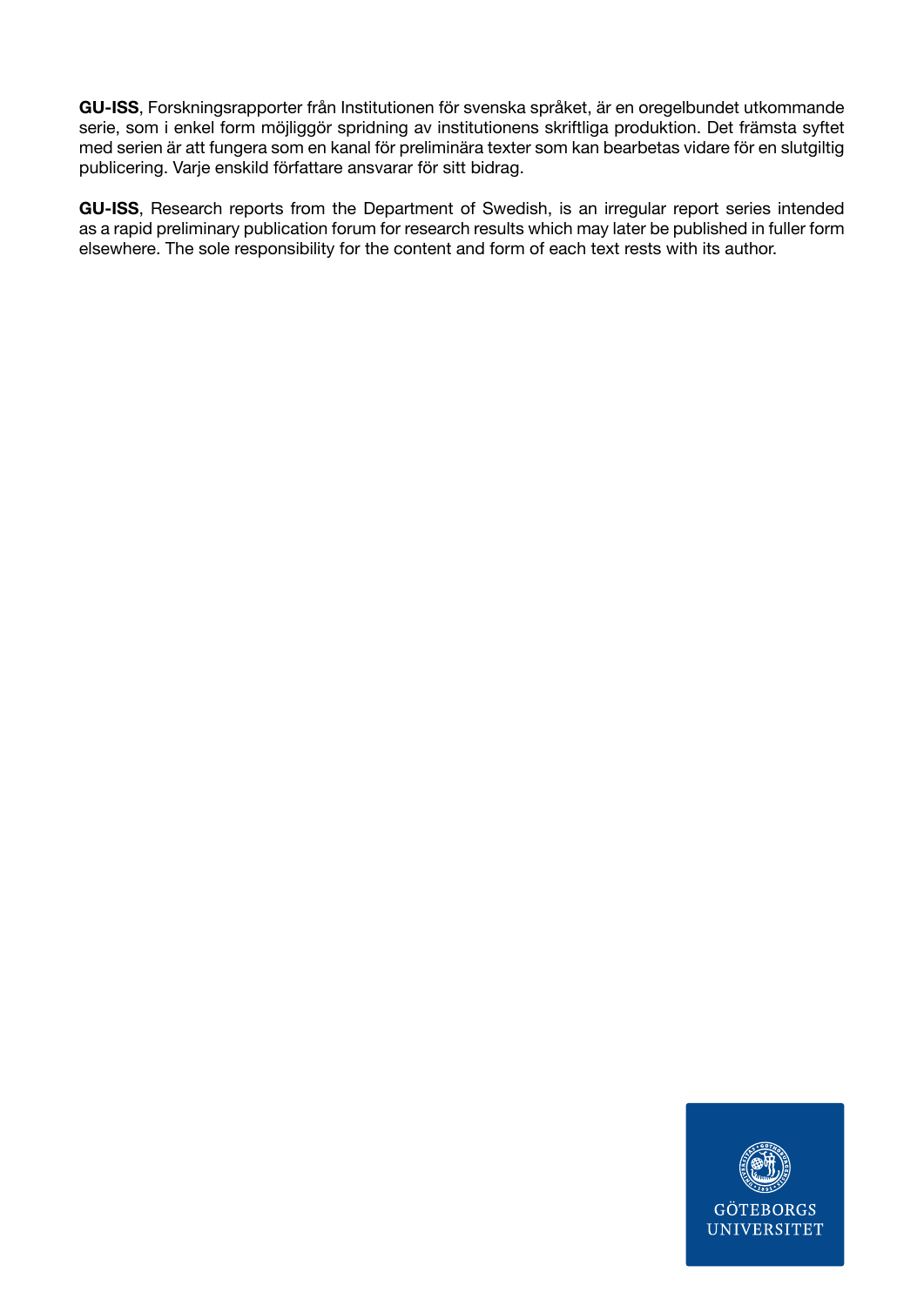**GU-ISS**, Forskningsrapporter från Institutionen för svenska språket, är en oregelbundet utkommande serie, som i enkel form möjliggör spridning av institutionens skriftliga produktion. Det främsta syftet med serien är att fungera som en kanal för preliminära texter som kan bearbetas vidare för en slutgiltig publicering. Varje enskild författare ansvarar för sitt bidrag.

**GU-ISS**, Research reports from the Department of Swedish, is an irregular report series intended as a rapid preliminary publication forum for research results which may later be published in fuller form elsewhere. The sole responsibility for the content and form of each text rests with its author.

GÖTEBORGS UNIVERSITET